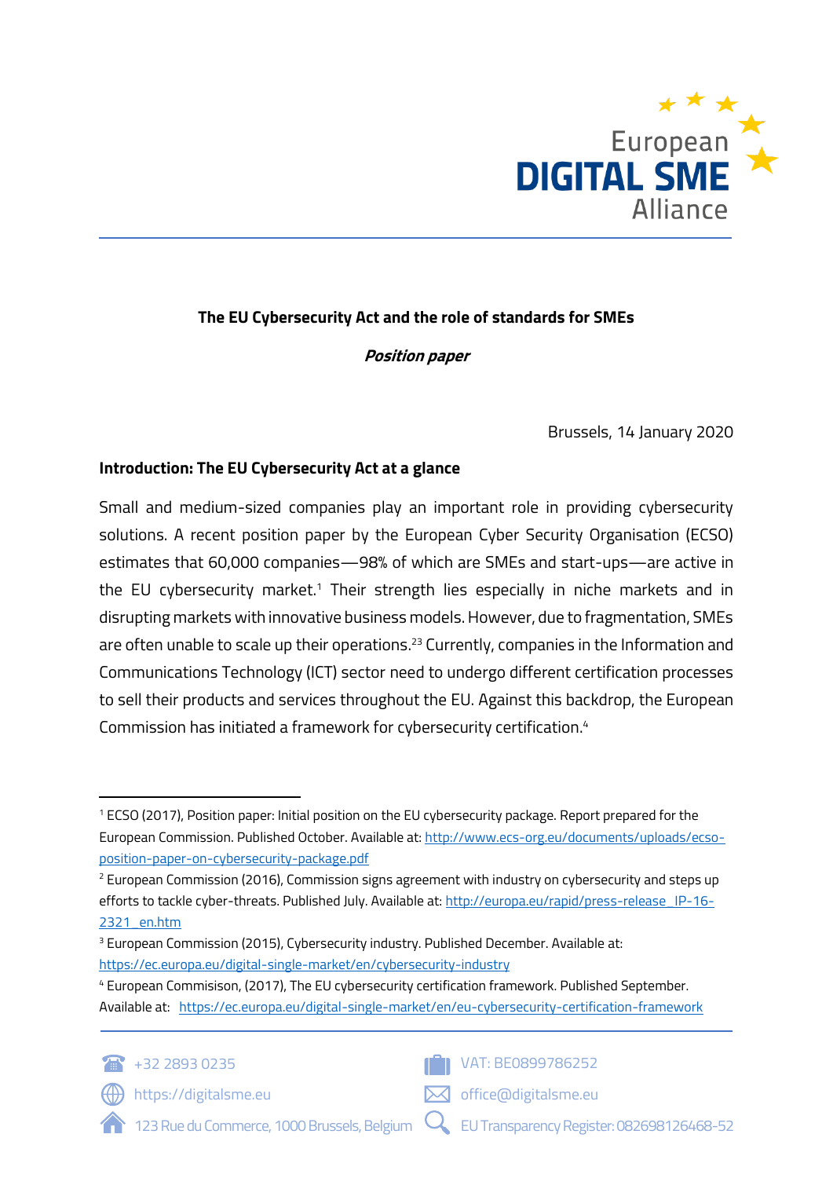**The EU Cybersecurity Act and the role of standards for SMEs**

***Position paper***

Brussels, 14 January 2020

## Introduction: The EU Cybersecurity Act at a glance

Small and medium-sized companies play an important role in providing cybersecurity solutions. A recent position paper by the European Cyber Security Organisation (ECSO) estimates that 60,000 companies—98% of which are SMEs and start-ups—are active in the EU cybersecurity market.[1] Their strength lies especially in niche markets and in disrupting markets with innovative business models. However, due to fragmentation, SMEs are often unable to scale up their operations.[2][3] Currently, companies in the Information and Communications Technology (ICT) sector need to undergo different certification processes to sell their products and services throughout the EU. Against this backdrop, the European Commission has initiated a framework for cybersecurity certification.[4]

---

[1] ECSO (2017), Position paper: Initial position on the EU cybersecurity package. Report prepared for the European Commission. Published October. Available at: http://www.ecs-org.eu/documents/uploads/ecso-position-paper-on-cybersecurity-package.pdf

[2] European Commission (2016), Commission signs agreement with industry on cybersecurity and steps up efforts to tackle cyber-threats. Published July. Available at: http://europa.eu/rapid/press-release_IP-16-2321_en.htm

[3] European Commission (2015), Cybersecurity industry. Published December. Available at: https://ec.europa.eu/digital-single-market/en/cybersecurity-industry

[4] European Commisison, (2017), The EU cybersecurity certification framework. Published September. Available at: https://ec.europa.eu/digital-single-market/en/eu-cybersecurity-certification-framework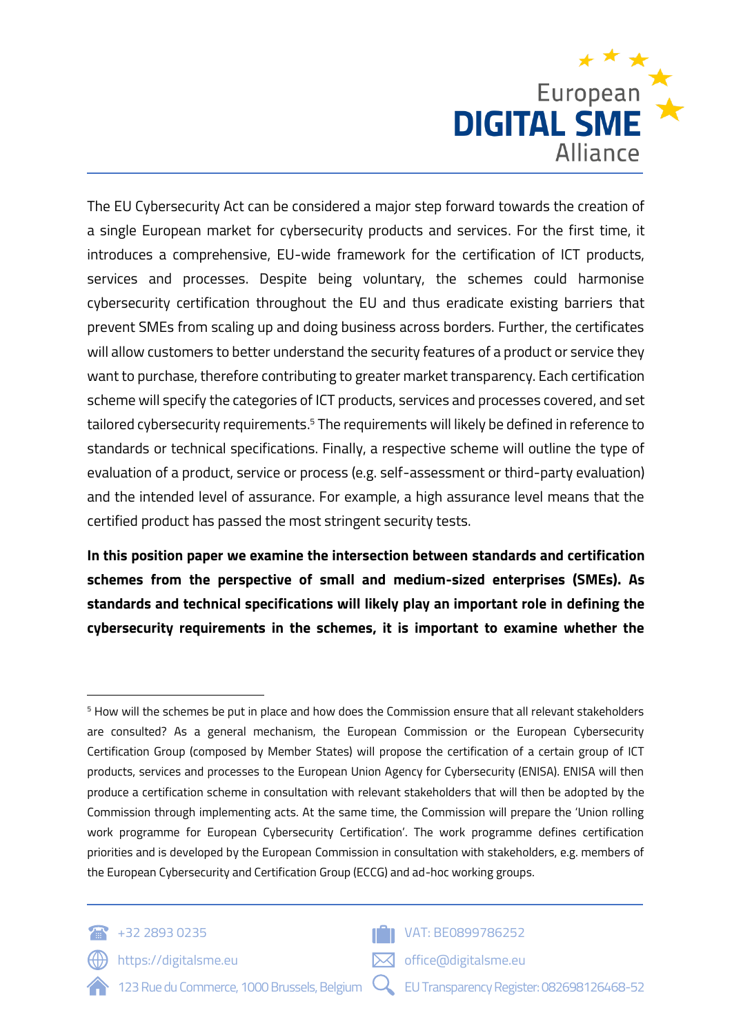The EU Cybersecurity Act can be considered a major step forward towards the creation of a single European market for cybersecurity products and services. For the first time, it introduces a comprehensive, EU-wide framework for the certification of ICT products, services and processes. Despite being voluntary, the schemes could harmonise cybersecurity certification throughout the EU and thus eradicate existing barriers that prevent SMEs from scaling up and doing business across borders. Further, the certificates will allow customers to better understand the security features of a product or service they want to purchase, therefore contributing to greater market transparency. Each certification scheme will specify the categories of ICT products, services and processes covered, and set tailored cybersecurity requirements.[5] The requirements will likely be defined in reference to standards or technical specifications. Finally, a respective scheme will outline the type of evaluation of a product, service or process (e.g. self-assessment or third-party evaluation) and the intended level of assurance. For example, a high assurance level means that the certified product has passed the most stringent security tests.

**In this position paper we examine the intersection between standards and certification schemes from the perspective of small and medium-sized enterprises (SMEs). As standards and technical specifications will likely play an important role in defining the cybersecurity requirements in the schemes, it is important to examine whether the**

---

[5] How will the schemes be put in place and how does the Commission ensure that all relevant stakeholders are consulted? As a general mechanism, the European Commission or the European Cybersecurity Certification Group (composed by Member States) will propose the certification of a certain group of ICT products, services and processes to the European Union Agency for Cybersecurity (ENISA). ENISA will then produce a certification scheme in consultation with relevant stakeholders that will then be adopted by the Commission through implementing acts. At the same time, the Commission will prepare the 'Union rolling work programme for European Cybersecurity Certification'. The work programme defines certification priorities and is developed by the European Commission in consultation with stakeholders, e.g. members of the European Cybersecurity and Certification Group (ECCG) and ad-hoc working groups.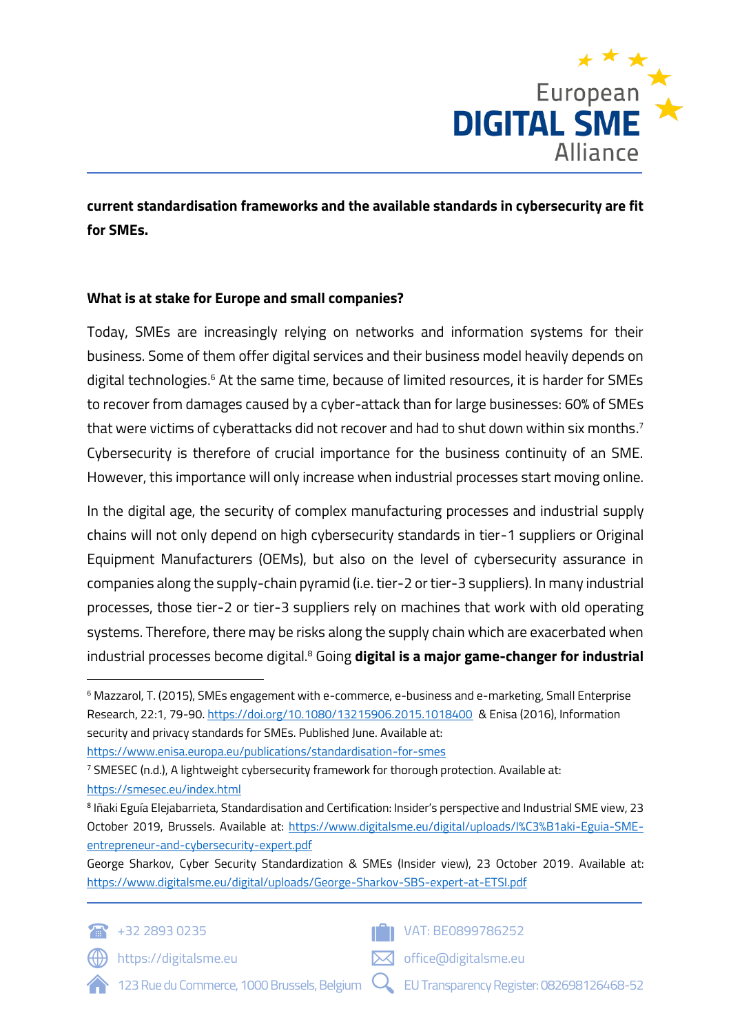**current standardisation frameworks and the available standards in cybersecurity are fit for SMEs.**

**What is at stake for Europe and small companies?**

Today, SMEs are increasingly relying on networks and information systems for their business. Some of them offer digital services and their business model heavily depends on digital technologies.[6] At the same time, because of limited resources, it is harder for SMEs to recover from damages caused by a cyber-attack than for large businesses: 60% of SMEs that were victims of cyberattacks did not recover and had to shut down within six months.[7] Cybersecurity is therefore of crucial importance for the business continuity of an SME. However, this importance will only increase when industrial processes start moving online.

In the digital age, the security of complex manufacturing processes and industrial supply chains will not only depend on high cybersecurity standards in tier-1 suppliers or Original Equipment Manufacturers (OEMs), but also on the level of cybersecurity assurance in companies along the supply-chain pyramid (i.e. tier-2 or tier-3 suppliers). In many industrial processes, those tier-2 or tier-3 suppliers rely on machines that work with old operating systems. Therefore, there may be risks along the supply chain which are exacerbated when industrial processes become digital.[8] Going **digital is a major game-changer for industrial**

---

[6] Mazzarol, T. (2015), SMEs engagement with e-commerce, e-business and e-marketing, Small Enterprise Research, 22:1, 79-90. https://doi.org/10.1080/13215906.2015.1018400 & Enisa (2016), Information security and privacy standards for SMEs. Published June. Available at: https://www.enisa.europa.eu/publications/standardisation-for-smes

[7] SMESEC (n.d.), A lightweight cybersecurity framework for thorough protection. Available at: https://smesec.eu/index.html

[8] Iñaki Eguía Elejabarrieta, Standardisation and Certification: Insider's perspective and Industrial SME view, 23 October 2019, Brussels. Available at: https://www.digitalsme.eu/digital/uploads/I%C3%B1aki-Eguia-SME-entrepreneur-and-cybersecurity-expert.pdf

George Sharkov, Cyber Security Standardization & SMEs (Insider view), 23 October 2019. Available at: https://www.digitalsme.eu/digital/uploads/George-Sharkov-SBS-expert-at-ETSI.pdf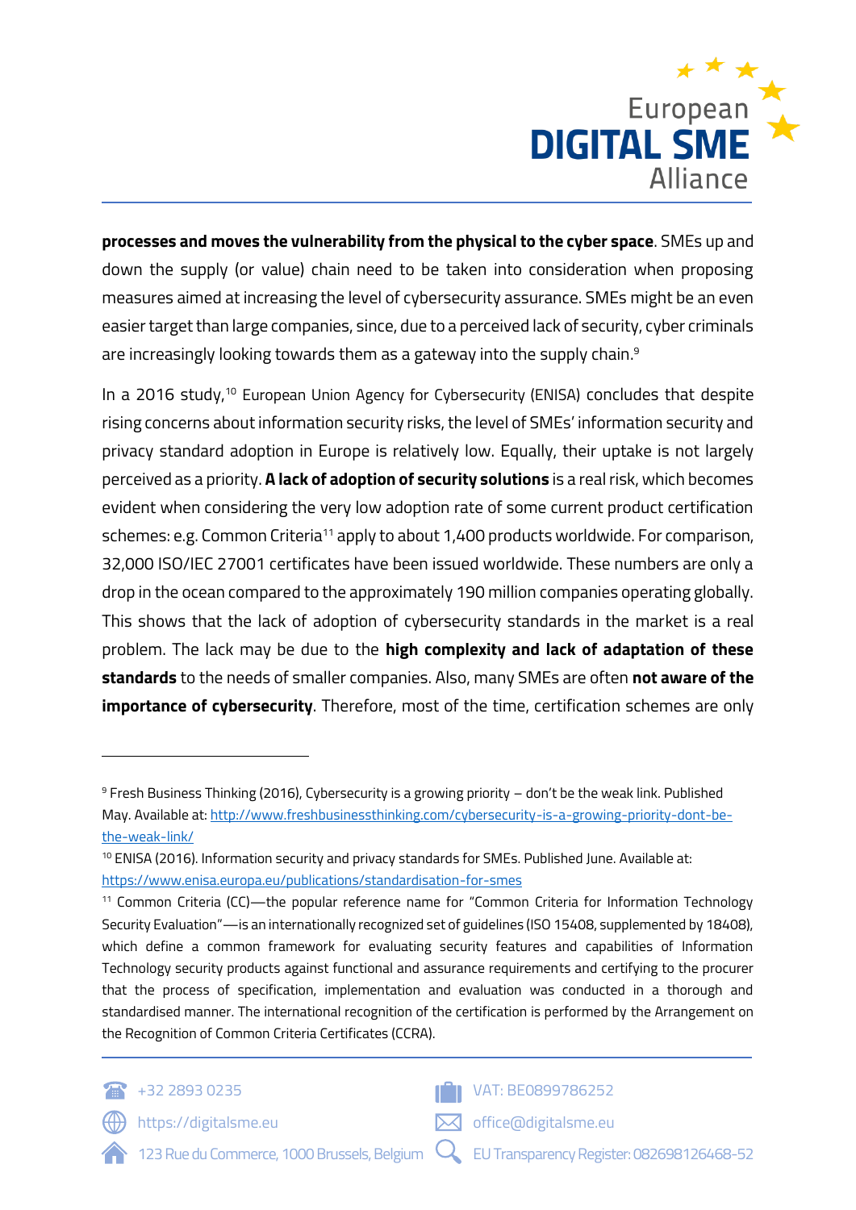**processes and moves the vulnerability from the physical to the cyber space**. SMEs up and down the supply (or value) chain need to be taken into consideration when proposing measures aimed at increasing the level of cybersecurity assurance. SMEs might be an even easier target than large companies, since, due to a perceived lack of security, cyber criminals are increasingly looking towards them as a gateway into the supply chain.[9]

In a 2016 study,[10] European Union Agency for Cybersecurity (ENISA) concludes that despite rising concerns about information security risks, the level of SMEs' information security and privacy standard adoption in Europe is relatively low. Equally, their uptake is not largely perceived as a priority. **A lack of adoption of security solutions** is a real risk, which becomes evident when considering the very low adoption rate of some current product certification schemes: e.g. Common Criteria[11] apply to about 1,400 products worldwide. For comparison, 32,000 ISO/IEC 27001 certificates have been issued worldwide. These numbers are only a drop in the ocean compared to the approximately 190 million companies operating globally. This shows that the lack of adoption of cybersecurity standards in the market is a real problem. The lack may be due to the **high complexity and lack of adaptation of these standards** to the needs of smaller companies. Also, many SMEs are often **not aware of the importance of cybersecurity**. Therefore, most of the time, certification schemes are only

---

[9] Fresh Business Thinking (2016), Cybersecurity is a growing priority – don't be the weak link. Published May. Available at: http://www.freshbusinessthinking.com/cybersecurity-is-a-growing-priority-dont-be-the-weak-link/

[10] ENISA (2016). Information security and privacy standards for SMEs. Published June. Available at: https://www.enisa.europa.eu/publications/standardisation-for-smes

[11] Common Criteria (CC)—the popular reference name for "Common Criteria for Information Technology Security Evaluation"—is an internationally recognized set of guidelines (ISO 15408, supplemented by 18408), which define a common framework for evaluating security features and capabilities of Information Technology security products against functional and assurance requirements and certifying to the procurer that the process of specification, implementation and evaluation was conducted in a thorough and standardised manner. The international recognition of the certification is performed by the Arrangement on the Recognition of Common Criteria Certificates (CCRA).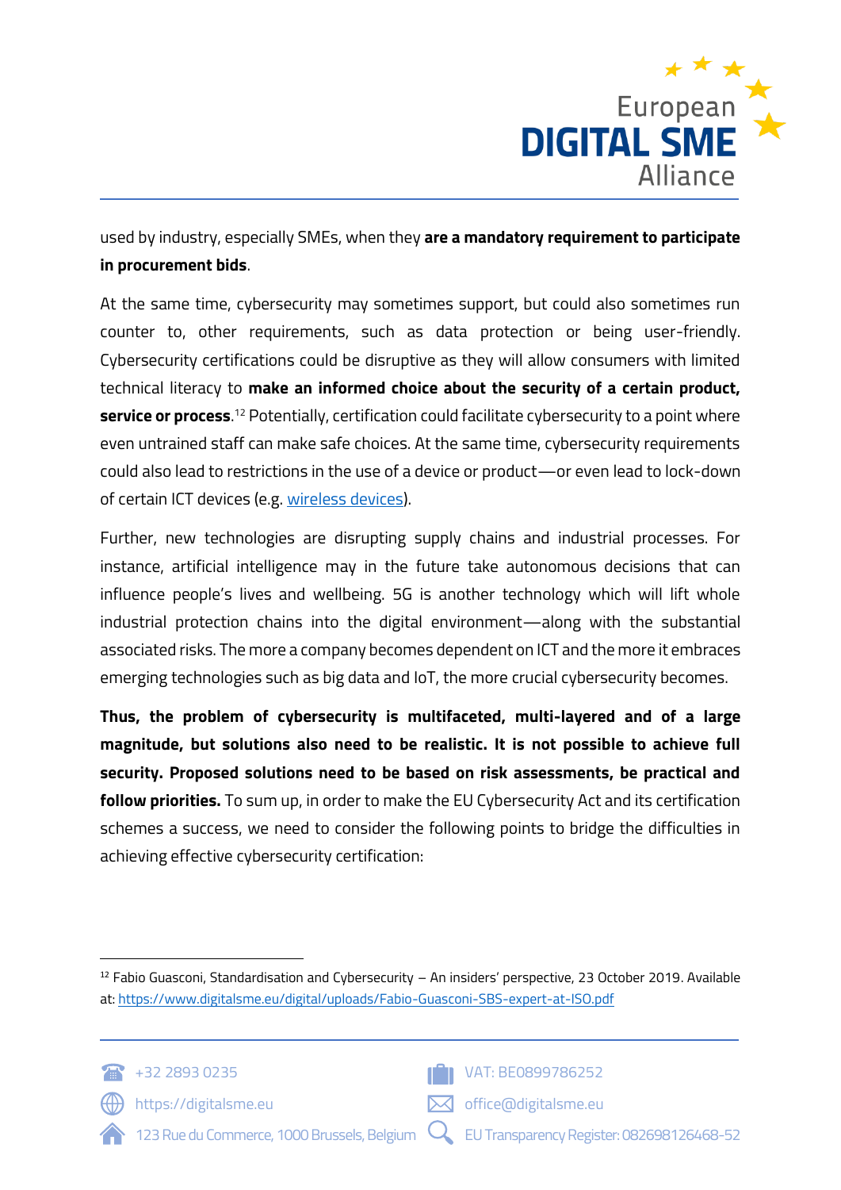used by industry, especially SMEs, when they **are a mandatory requirement to participate in procurement bids**.

At the same time, cybersecurity may sometimes support, but could also sometimes run counter to, other requirements, such as data protection or being user-friendly. Cybersecurity certifications could be disruptive as they will allow consumers with limited technical literacy to **make an informed choice about the security of a certain product, service or process**.[12] Potentially, certification could facilitate cybersecurity to a point where even untrained staff can make safe choices. At the same time, cybersecurity requirements could also lead to restrictions in the use of a device or product—or even lead to lock-down of certain ICT devices (e.g. wireless devices).

Further, new technologies are disrupting supply chains and industrial processes. For instance, artificial intelligence may in the future take autonomous decisions that can influence people's lives and wellbeing. 5G is another technology which will lift whole industrial protection chains into the digital environment—along with the substantial associated risks. The more a company becomes dependent on ICT and the more it embraces emerging technologies such as big data and IoT, the more crucial cybersecurity becomes.

**Thus, the problem of cybersecurity is multifaceted, multi-layered and of a large magnitude, but solutions also need to be realistic. It is not possible to achieve full security. Proposed solutions need to be based on risk assessments, be practical and follow priorities.** To sum up, in order to make the EU Cybersecurity Act and its certification schemes a success, we need to consider the following points to bridge the difficulties in achieving effective cybersecurity certification:

---

[12] Fabio Guasconi, Standardisation and Cybersecurity – An insiders' perspective, 23 October 2019. Available at: https://www.digitalsme.eu/digital/uploads/Fabio-Guasconi-SBS-expert-at-ISO.pdf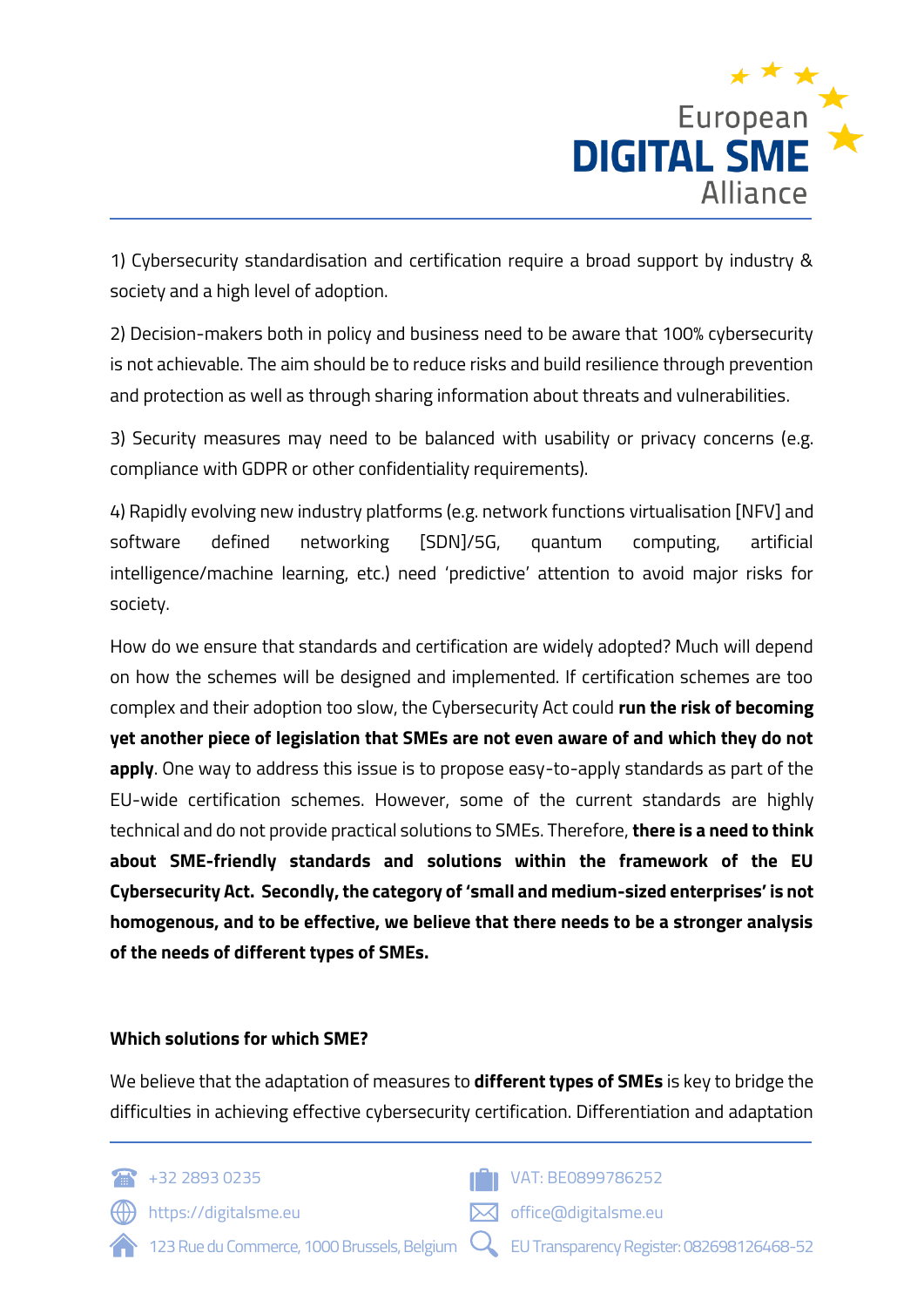1) Cybersecurity standardisation and certification require a broad support by industry & society and a high level of adoption.

2) Decision-makers both in policy and business need to be aware that 100% cybersecurity is not achievable. The aim should be to reduce risks and build resilience through prevention and protection as well as through sharing information about threats and vulnerabilities.

3) Security measures may need to be balanced with usability or privacy concerns (e.g. compliance with GDPR or other confidentiality requirements).

4) Rapidly evolving new industry platforms (e.g. network functions virtualisation [NFV] and software defined networking [SDN]/5G, quantum computing, artificial intelligence/machine learning, etc.) need 'predictive' attention to avoid major risks for society.

How do we ensure that standards and certification are widely adopted? Much will depend on how the schemes will be designed and implemented. If certification schemes are too complex and their adoption too slow, the Cybersecurity Act could **run the risk of becoming yet another piece of legislation that SMEs are not even aware of and which they do not apply**. One way to address this issue is to propose easy-to-apply standards as part of the EU-wide certification schemes. However, some of the current standards are highly technical and do not provide practical solutions to SMEs. Therefore, **there is a need to think about SME-friendly standards and solutions within the framework of the EU Cybersecurity Act. Secondly, the category of 'small and medium-sized enterprises' is not homogenous, and to be effective, we believe that there needs to be a stronger analysis of the needs of different types of SMEs.**

**Which solutions for which SME?**

We believe that the adaptation of measures to **different types of SMEs** is key to bridge the difficulties in achieving effective cybersecurity certification. Differentiation and adaptation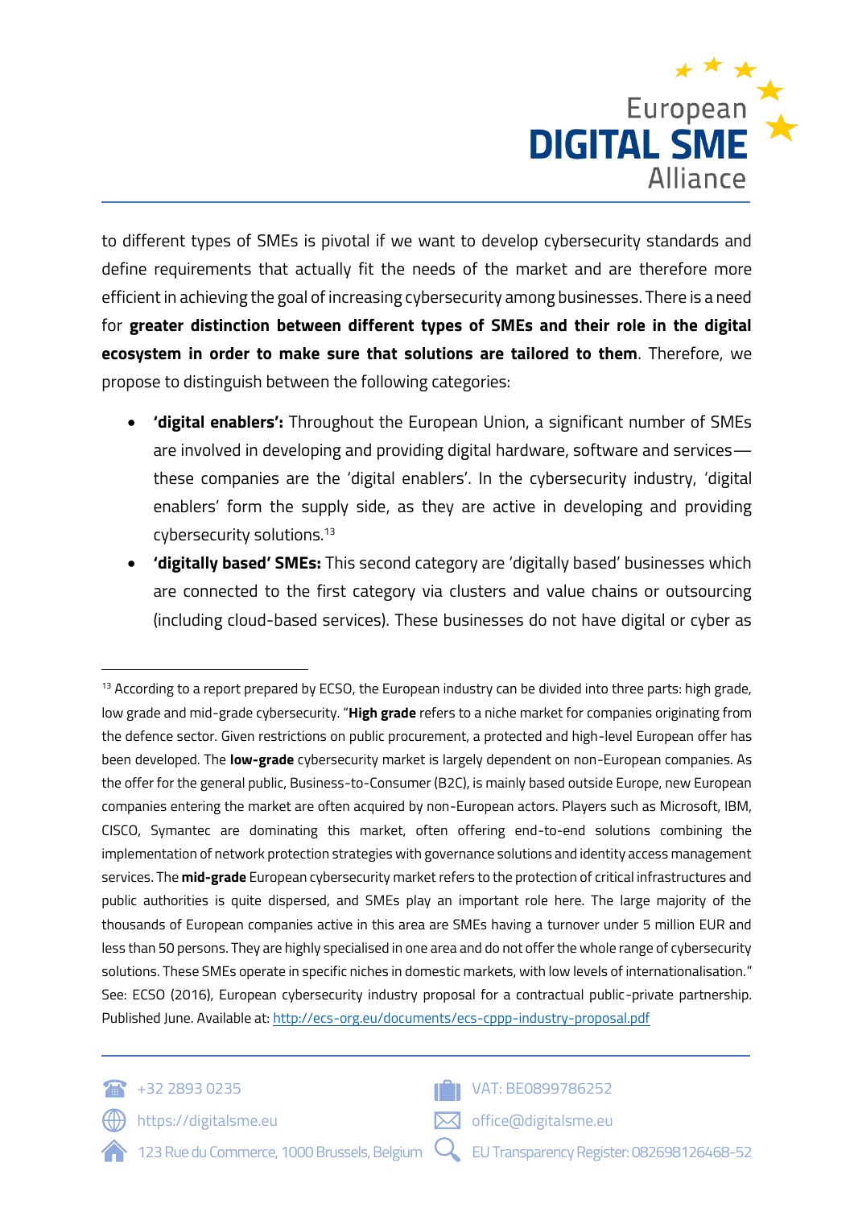to different types of SMEs is pivotal if we want to develop cybersecurity standards and define requirements that actually fit the needs of the market and are therefore more efficient in achieving the goal of increasing cybersecurity among businesses. There is a need for **greater distinction between different types of SMEs and their role in the digital ecosystem in order to make sure that solutions are tailored to them**. Therefore, we propose to distinguish between the following categories:

- **'digital enablers':** Throughout the European Union, a significant number of SMEs are involved in developing and providing digital hardware, software and services— these companies are the 'digital enablers'. In the cybersecurity industry, 'digital enablers' form the supply side, as they are active in developing and providing cybersecurity solutions.[13]
- **'digitally based' SMEs:** This second category are 'digitally based' businesses which are connected to the first category via clusters and value chains or outsourcing (including cloud-based services). These businesses do not have digital or cyber as

---

[13] According to a report prepared by ECSO, the European industry can be divided into three parts: high grade, low grade and mid-grade cybersecurity. "**High grade** refers to a niche market for companies originating from the defence sector. Given restrictions on public procurement, a protected and high-level European offer has been developed. The **low-grade** cybersecurity market is largely dependent on non-European companies. As the offer for the general public, Business-to-Consumer (B2C), is mainly based outside Europe, new European companies entering the market are often acquired by non-European actors. Players such as Microsoft, IBM, CISCO, Symantec are dominating this market, often offering end-to-end solutions combining the implementation of network protection strategies with governance solutions and identity access management services. The **mid-grade** European cybersecurity market refers to the protection of critical infrastructures and public authorities is quite dispersed, and SMEs play an important role here. The large majority of the thousands of European companies active in this area are SMEs having a turnover under 5 million EUR and less than 50 persons. They are highly specialised in one area and do not offer the whole range of cybersecurity solutions. These SMEs operate in specific niches in domestic markets, with low levels of internationalisation." See: ECSO (2016), European cybersecurity industry proposal for a contractual public-private partnership. Published June. Available at: http://ecs-org.eu/documents/ecs-cppp-industry-proposal.pdf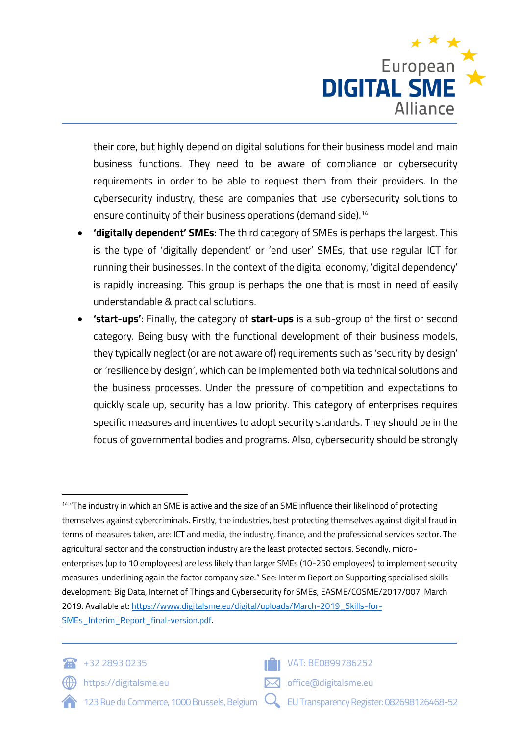their core, but highly depend on digital solutions for their business model and main business functions. They need to be aware of compliance or cybersecurity requirements in order to be able to request them from their providers. In the cybersecurity industry, these are companies that use cybersecurity solutions to ensure continuity of their business operations (demand side).[14]

- **'digitally dependent' SMEs**: The third category of SMEs is perhaps the largest. This is the type of 'digitally dependent' or 'end user' SMEs, that use regular ICT for running their businesses. In the context of the digital economy, 'digital dependency' is rapidly increasing. This group is perhaps the one that is most in need of easily understandable & practical solutions.
- **'start-ups'**: Finally, the category of **start-ups** is a sub-group of the first or second category. Being busy with the functional development of their business models, they typically neglect (or are not aware of) requirements such as 'security by design' or 'resilience by design', which can be implemented both via technical solutions and the business processes. Under the pressure of competition and expectations to quickly scale up, security has a low priority. This category of enterprises requires specific measures and incentives to adopt security standards. They should be in the focus of governmental bodies and programs. Also, cybersecurity should be strongly

---

[14] "The industry in which an SME is active and the size of an SME influence their likelihood of protecting themselves against cybercriminals. Firstly, the industries, best protecting themselves against digital fraud in terms of measures taken, are: ICT and media, the industry, finance, and the professional services sector. The agricultural sector and the construction industry are the least protected sectors. Secondly, micro-enterprises (up to 10 employees) are less likely than larger SMEs (10-250 employees) to implement security measures, underlining again the factor company size." See: Interim Report on Supporting specialised skills development: Big Data, Internet of Things and Cybersecurity for SMEs, EASME/COSME/2017/007, March 2019. Available at: https://www.digitalsme.eu/digital/uploads/March-2019_Skills-for-SMEs_Interim_Report_final-version.pdf.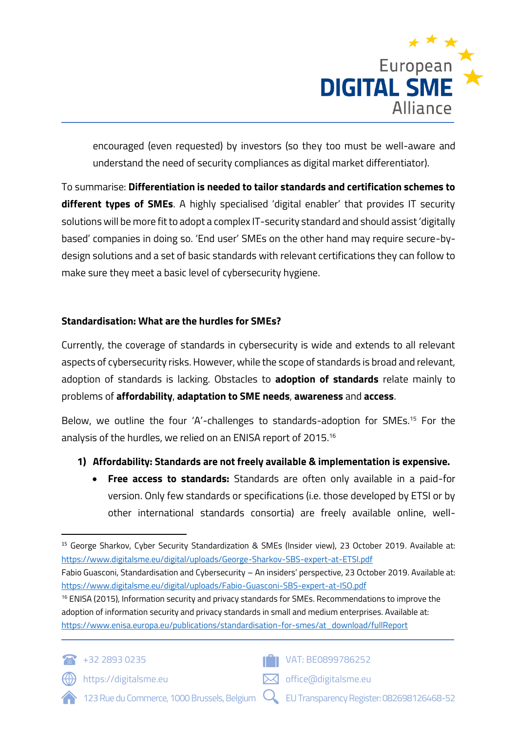encouraged (even requested) by investors (so they too must be well-aware and understand the need of security compliances as digital market differentiator).

To summarise: **Differentiation is needed to tailor standards and certification schemes to different types of SMEs**. A highly specialised 'digital enabler' that provides IT security solutions will be more fit to adopt a complex IT-security standard and should assist 'digitally based' companies in doing so. 'End user' SMEs on the other hand may require secure-by-design solutions and a set of basic standards with relevant certifications they can follow to make sure they meet a basic level of cybersecurity hygiene.

### Standardisation: What are the hurdles for SMEs?

Currently, the coverage of standards in cybersecurity is wide and extends to all relevant aspects of cybersecurity risks. However, while the scope of standards is broad and relevant, adoption of standards is lacking. Obstacles to **adoption of standards** relate mainly to problems of **affordability**, **adaptation to SME needs**, **awareness** and **access**.

Below, we outline the four 'A'-challenges to standards-adoption for SMEs.[15] For the analysis of the hurdles, we relied on an ENISA report of 2015.[16]

1) **Affordability: Standards are not freely available & implementation is expensive.**
   - **Free access to standards:** Standards are often only available in a paid-for version. Only few standards or specifications (i.e. those developed by ETSI or by other international standards consortia) are freely available online, well-

---

[15] George Sharkov, Cyber Security Standardization & SMEs (Insider view), 23 October 2019. Available at: https://www.digitalsme.eu/digital/uploads/George-Sharkov-SBS-expert-at-ETSI.pdf
Fabio Guasconi, Standardisation and Cybersecurity – An insiders' perspective, 23 October 2019. Available at: https://www.digitalsme.eu/digital/uploads/Fabio-Guasconi-SBS-expert-at-ISO.pdf

[16] ENISA (2015), Information security and privacy standards for SMEs. Recommendations to improve the adoption of information security and privacy standards in small and medium enterprises. Available at: https://www.enisa.europa.eu/publications/standardisation-for-smes/at_download/fullReport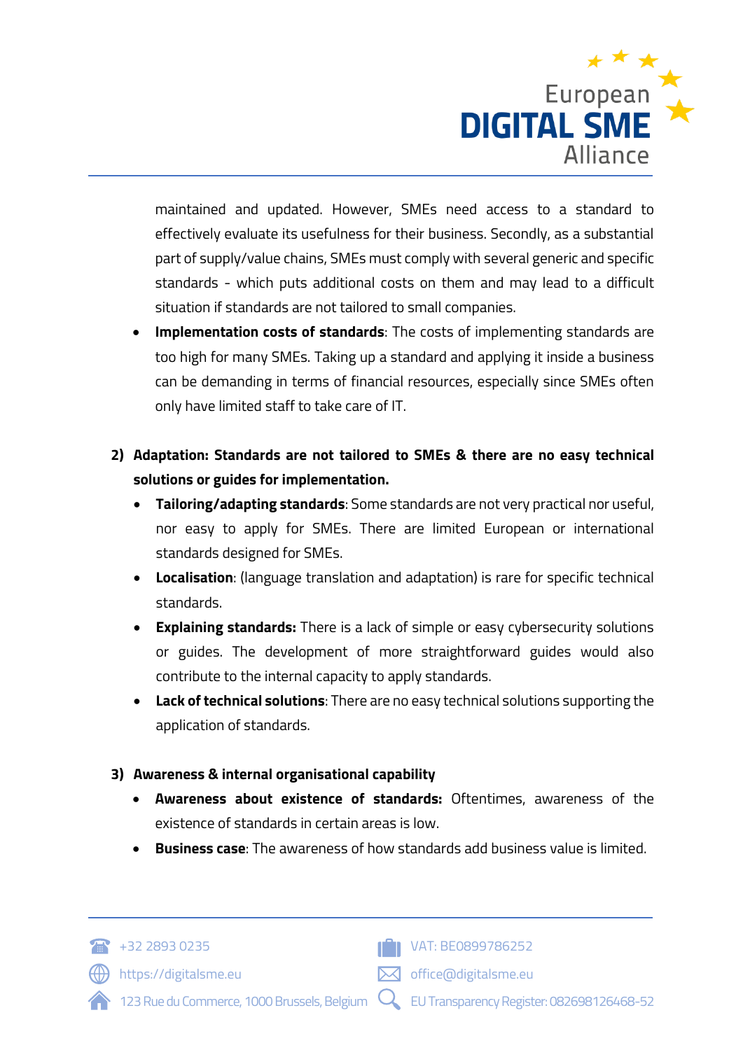maintained and updated. However, SMEs need access to a standard to effectively evaluate its usefulness for their business. Secondly, as a substantial part of supply/value chains, SMEs must comply with several generic and specific standards - which puts additional costs on them and may lead to a difficult situation if standards are not tailored to small companies.

- **Implementation costs of standards**: The costs of implementing standards are too high for many SMEs. Taking up a standard and applying it inside a business can be demanding in terms of financial resources, especially since SMEs often only have limited staff to take care of IT.

2) **Adaptation: Standards are not tailored to SMEs & there are no easy technical solutions or guides for implementation.**
   - **Tailoring/adapting standards**: Some standards are not very practical nor useful, nor easy to apply for SMEs. There are limited European or international standards designed for SMEs.
   - **Localisation**: (language translation and adaptation) is rare for specific technical standards.
   - **Explaining standards:** There is a lack of simple or easy cybersecurity solutions or guides. The development of more straightforward guides would also contribute to the internal capacity to apply standards.
   - **Lack of technical solutions**: There are no easy technical solutions supporting the application of standards.

3) **Awareness & internal organisational capability**
   - **Awareness about existence of standards:** Oftentimes, awareness of the existence of standards in certain areas is low.
   - **Business case**: The awareness of how standards add business value is limited.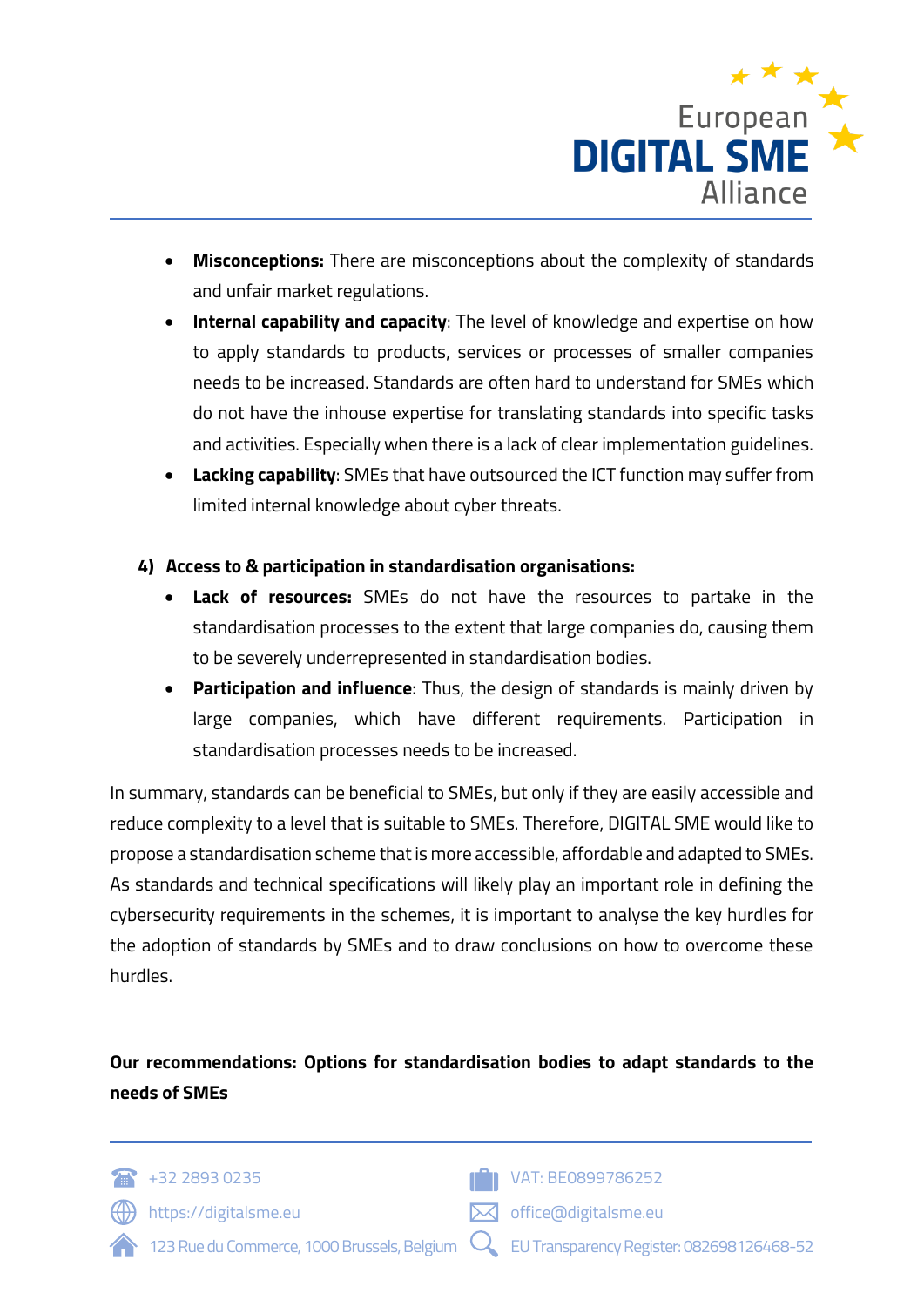- **Misconceptions:** There are misconceptions about the complexity of standards and unfair market regulations.
- **Internal capability and capacity**: The level of knowledge and expertise on how to apply standards to products, services or processes of smaller companies needs to be increased. Standards are often hard to understand for SMEs which do not have the inhouse expertise for translating standards into specific tasks and activities. Especially when there is a lack of clear implementation guidelines.
- **Lacking capability**: SMEs that have outsourced the ICT function may suffer from limited internal knowledge about cyber threats.

4) **Access to & participation in standardisation organisations:**
   - **Lack of resources:** SMEs do not have the resources to partake in the standardisation processes to the extent that large companies do, causing them to be severely underrepresented in standardisation bodies.
   - **Participation and influence**: Thus, the design of standards is mainly driven by large companies, which have different requirements. Participation in standardisation processes needs to be increased.

In summary, standards can be beneficial to SMEs, but only if they are easily accessible and reduce complexity to a level that is suitable to SMEs. Therefore, DIGITAL SME would like to propose a standardisation scheme that is more accessible, affordable and adapted to SMEs. As standards and technical specifications will likely play an important role in defining the cybersecurity requirements in the schemes, it is important to analyse the key hurdles for the adoption of standards by SMEs and to draw conclusions on how to overcome these hurdles.

**Our recommendations: Options for standardisation bodies to adapt standards to the needs of SMEs**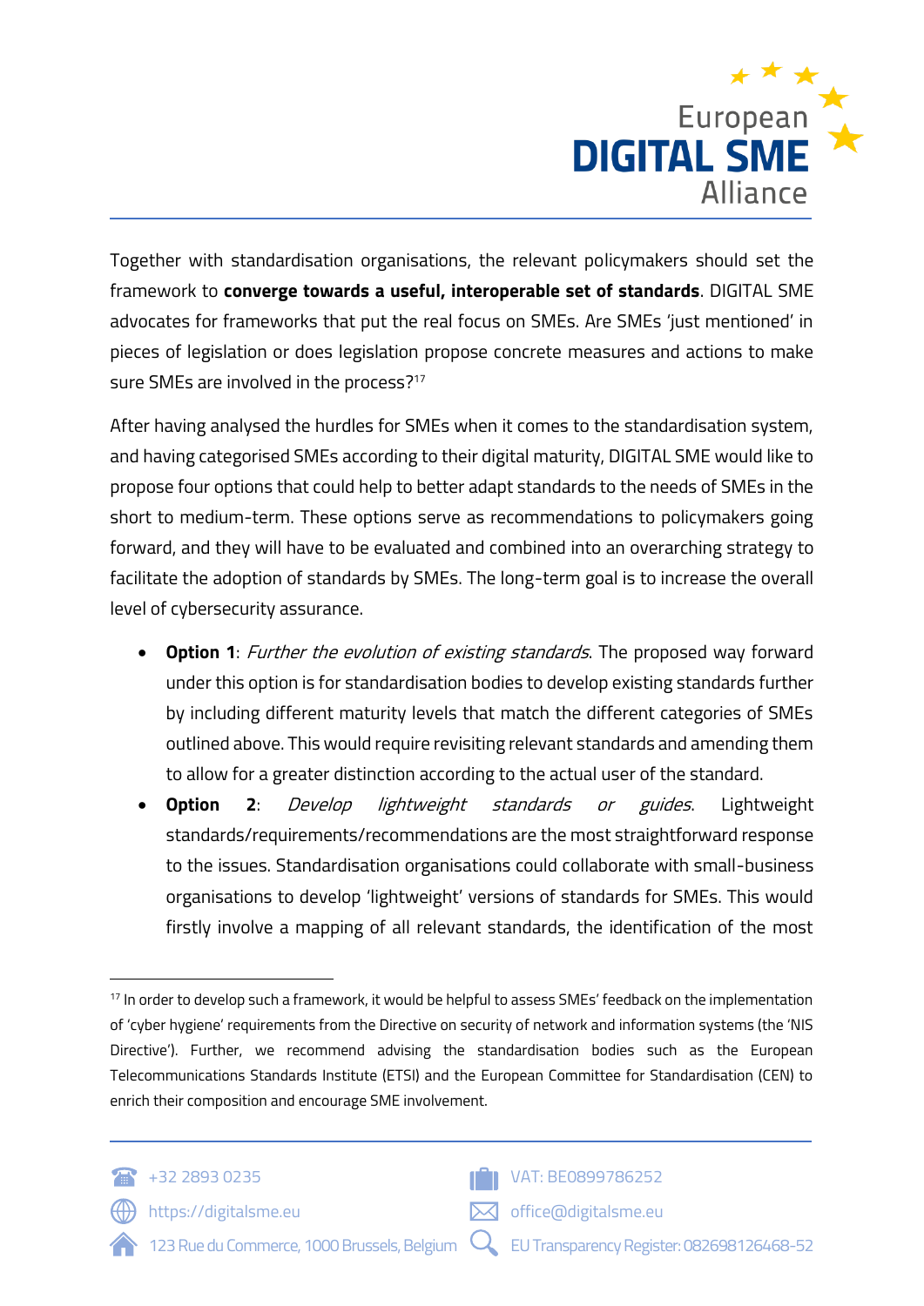Together with standardisation organisations, the relevant policymakers should set the framework to **converge towards a useful, interoperable set of standards**. DIGITAL SME advocates for frameworks that put the real focus on SMEs. Are SMEs 'just mentioned' in pieces of legislation or does legislation propose concrete measures and actions to make sure SMEs are involved in the process?[17]

After having analysed the hurdles for SMEs when it comes to the standardisation system, and having categorised SMEs according to their digital maturity, DIGITAL SME would like to propose four options that could help to better adapt standards to the needs of SMEs in the short to medium-term. These options serve as recommendations to policymakers going forward, and they will have to be evaluated and combined into an overarching strategy to facilitate the adoption of standards by SMEs. The long-term goal is to increase the overall level of cybersecurity assurance.

- **Option 1**: *Further the evolution of existing standards*. The proposed way forward under this option is for standardisation bodies to develop existing standards further by including different maturity levels that match the different categories of SMEs outlined above. This would require revisiting relevant standards and amending them to allow for a greater distinction according to the actual user of the standard.
- **Option 2**: *Develop lightweight standards or guides*. Lightweight standards/requirements/recommendations are the most straightforward response to the issues. Standardisation organisations could collaborate with small-business organisations to develop 'lightweight' versions of standards for SMEs. This would firstly involve a mapping of all relevant standards, the identification of the most

[17] In order to develop such a framework, it would be helpful to assess SMEs' feedback on the implementation of 'cyber hygiene' requirements from the Directive on security of network and information systems (the 'NIS Directive'). Further, we recommend advising the standardisation bodies such as the European Telecommunications Standards Institute (ETSI) and the European Committee for Standardisation (CEN) to enrich their composition and encourage SME involvement.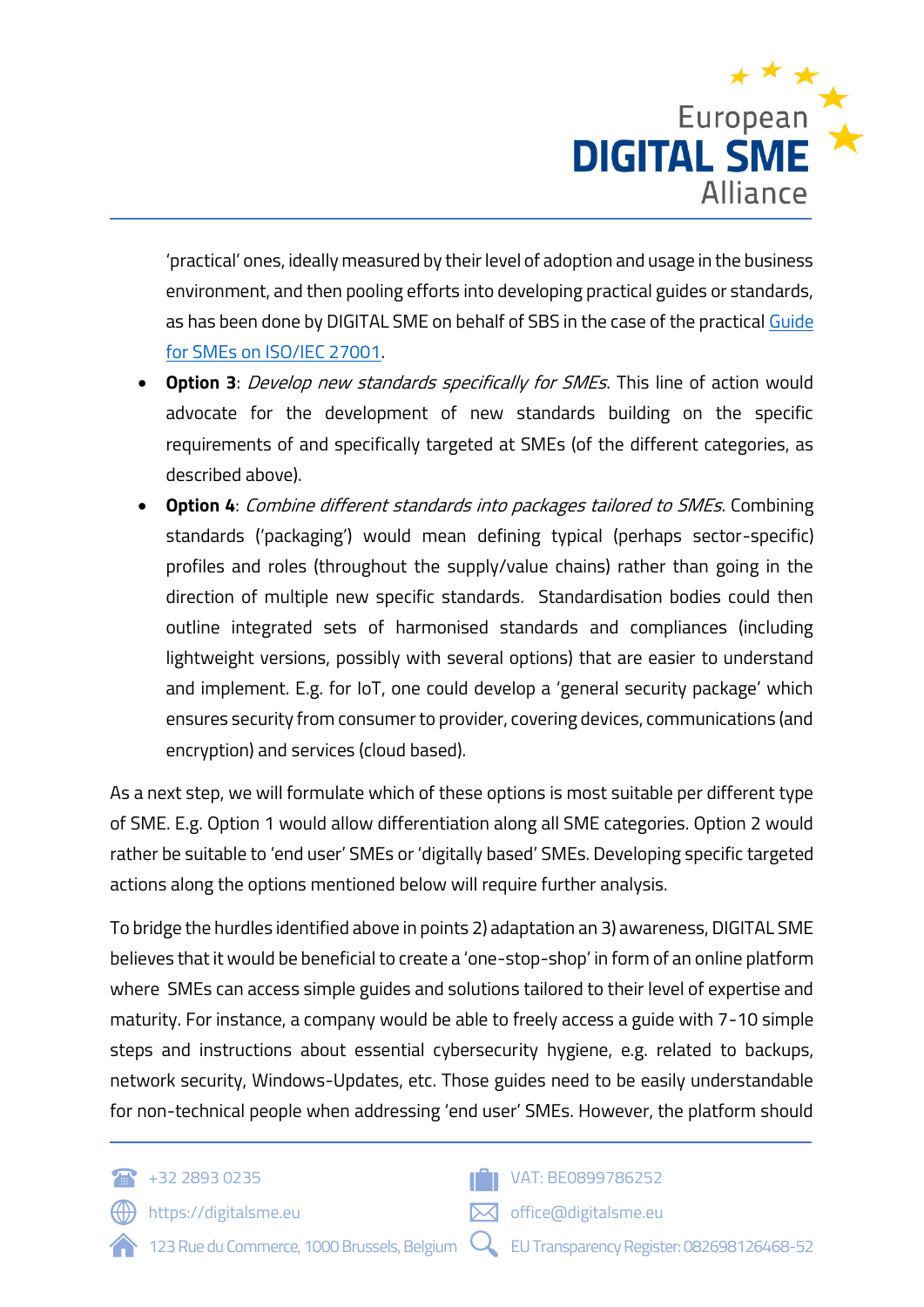'practical' ones, ideally measured by their level of adoption and usage in the business environment, and then pooling efforts into developing practical guides or standards, as has been done by DIGITAL SME on behalf of SBS in the case of the practical [Guide for SMEs on ISO/IEC 27001](#).

- **Option 3**: *Develop new standards specifically for SMEs*. This line of action would advocate for the development of new standards building on the specific requirements of and specifically targeted at SMEs (of the different categories, as described above).
- **Option 4**: *Combine different standards into packages tailored to SMEs*. Combining standards ('packaging') would mean defining typical (perhaps sector-specific) profiles and roles (throughout the supply/value chains) rather than going in the direction of multiple new specific standards. Standardisation bodies could then outline integrated sets of harmonised standards and compliances (including lightweight versions, possibly with several options) that are easier to understand and implement. E.g. for IoT, one could develop a 'general security package' which ensures security from consumer to provider, covering devices, communications (and encryption) and services (cloud based).

As a next step, we will formulate which of these options is most suitable per different type of SME. E.g. Option 1 would allow differentiation along all SME categories. Option 2 would rather be suitable to 'end user' SMEs or 'digitally based' SMEs. Developing specific targeted actions along the options mentioned below will require further analysis.

To bridge the hurdles identified above in points 2) adaptation an 3) awareness, DIGITAL SME believes that it would be beneficial to create a 'one-stop-shop' in form of an online platform where SMEs can access simple guides and solutions tailored to their level of expertise and maturity. For instance, a company would be able to freely access a guide with 7-10 simple steps and instructions about essential cybersecurity hygiene, e.g. related to backups, network security, Windows-Updates, etc. Those guides need to be easily understandable for non-technical people when addressing 'end user' SMEs. However, the platform should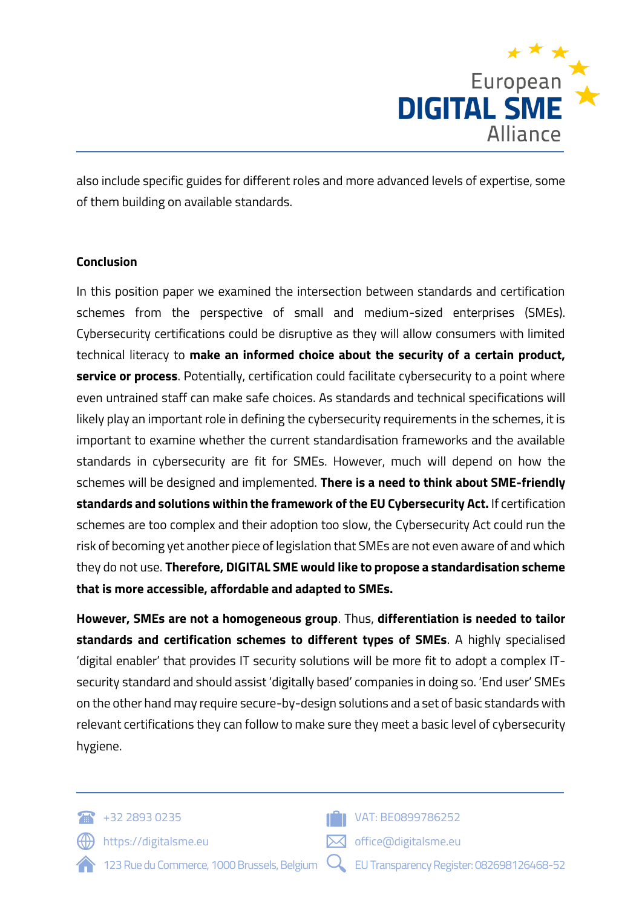also include specific guides for different roles and more advanced levels of expertise, some of them building on available standards.

**Conclusion**

In this position paper we examined the intersection between standards and certification schemes from the perspective of small and medium-sized enterprises (SMEs). Cybersecurity certifications could be disruptive as they will allow consumers with limited technical literacy to **make an informed choice about the security of a certain product, service or process**. Potentially, certification could facilitate cybersecurity to a point where even untrained staff can make safe choices. As standards and technical specifications will likely play an important role in defining the cybersecurity requirements in the schemes, it is important to examine whether the current standardisation frameworks and the available standards in cybersecurity are fit for SMEs. However, much will depend on how the schemes will be designed and implemented. **There is a need to think about SME-friendly standards and solutions within the framework of the EU Cybersecurity Act.** If certification schemes are too complex and their adoption too slow, the Cybersecurity Act could run the risk of becoming yet another piece of legislation that SMEs are not even aware of and which they do not use. **Therefore, DIGITAL SME would like to propose a standardisation scheme that is more accessible, affordable and adapted to SMEs.**

**However, SMEs are not a homogeneous group**. Thus, **differentiation is needed to tailor standards and certification schemes to different types of SMEs**. A highly specialised 'digital enabler' that provides IT security solutions will be more fit to adopt a complex IT-security standard and should assist 'digitally based' companies in doing so. 'End user' SMEs on the other hand may require secure-by-design solutions and a set of basic standards with relevant certifications they can follow to make sure they meet a basic level of cybersecurity hygiene.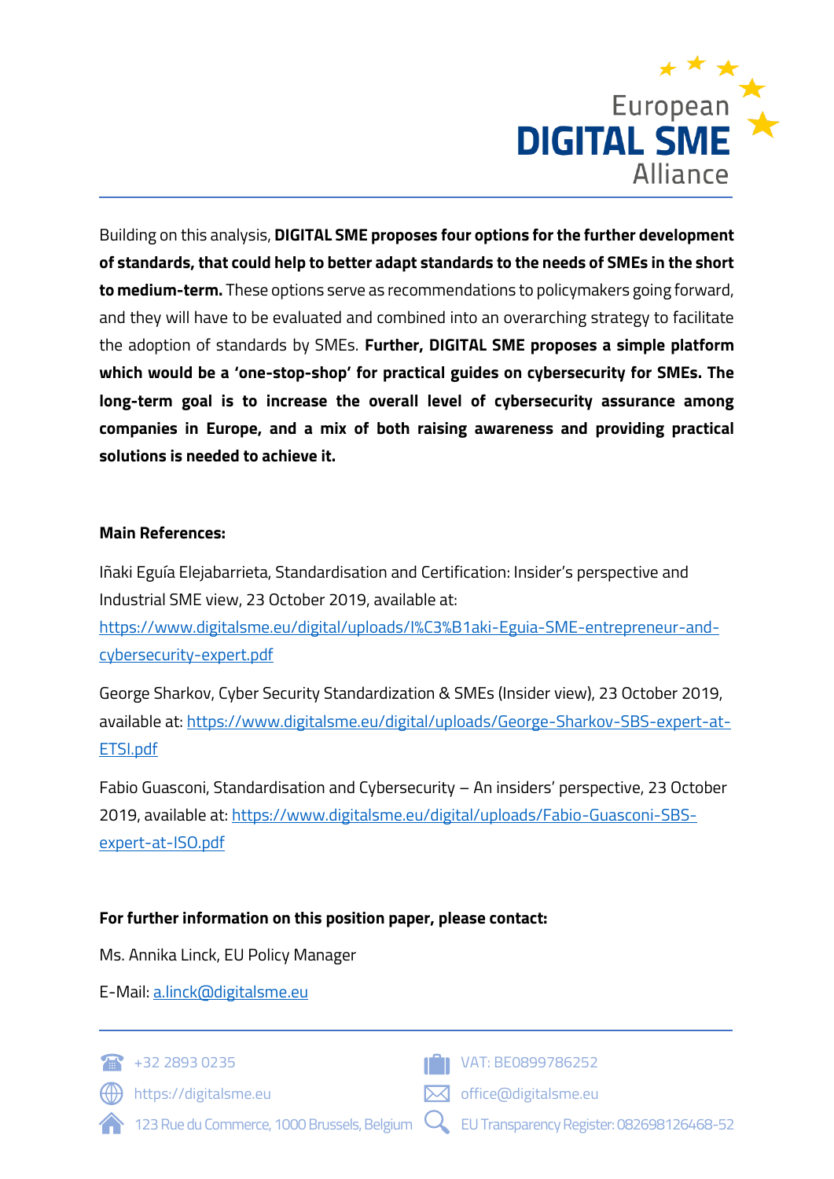Building on this analysis, **DIGITAL SME proposes four options for the further development of standards, that could help to better adapt standards to the needs of SMEs in the short to medium-term.** These options serve as recommendations to policymakers going forward, and they will have to be evaluated and combined into an overarching strategy to facilitate the adoption of standards by SMEs. **Further, DIGITAL SME proposes a simple platform which would be a 'one-stop-shop' for practical guides on cybersecurity for SMEs. The long-term goal is to increase the overall level of cybersecurity assurance among companies in Europe, and a mix of both raising awareness and providing practical solutions is needed to achieve it.**

**Main References:**

Iñaki Eguía Elejabarrieta, Standardisation and Certification: Insider's perspective and Industrial SME view, 23 October 2019, available at: [https://www.digitalsme.eu/digital/uploads/I%C3%B1aki-Eguia-SME-entrepreneur-and-cybersecurity-expert.pdf](https://www.digitalsme.eu/digital/uploads/I%C3%B1aki-Eguia-SME-entrepreneur-and-cybersecurity-expert.pdf)

George Sharkov, Cyber Security Standardization & SMEs (Insider view), 23 October 2019, available at: [https://www.digitalsme.eu/digital/uploads/George-Sharkov-SBS-expert-at-ETSI.pdf](https://www.digitalsme.eu/digital/uploads/George-Sharkov-SBS-expert-at-ETSI.pdf)

Fabio Guasconi, Standardisation and Cybersecurity – An insiders' perspective, 23 October 2019, available at: [https://www.digitalsme.eu/digital/uploads/Fabio-Guasconi-SBS-expert-at-ISO.pdf](https://www.digitalsme.eu/digital/uploads/Fabio-Guasconi-SBS-expert-at-ISO.pdf)

**For further information on this position paper, please contact:**

Ms. Annika Linck, EU Policy Manager

E-Mail: [a.linck@digitalsme.eu](mailto:a.linck@digitalsme.eu)